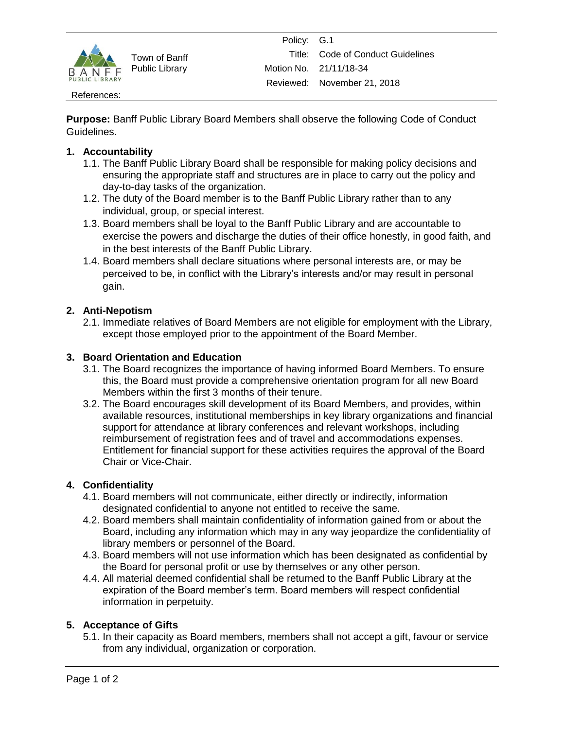Town of Banff Public Library

Policy: G.1
Title: Code of Conduct Guidelines
Motion No. 21/11/18-34
Reviewed: November 21, 2018

References:

**Purpose:** Banff Public Library Board Members shall observe the following Code of Conduct Guidelines.

## 1. Accountability

1.1. The Banff Public Library Board shall be responsible for making policy decisions and ensuring the appropriate staff and structures are in place to carry out the policy and day-to-day tasks of the organization.

1.2. The duty of the Board member is to the Banff Public Library rather than to any individual, group, or special interest.

1.3. Board members shall be loyal to the Banff Public Library and are accountable to exercise the powers and discharge the duties of their office honestly, in good faith, and in the best interests of the Banff Public Library.

1.4. Board members shall declare situations where personal interests are, or may be perceived to be, in conflict with the Library's interests and/or may result in personal gain.

## 2. Anti-Nepotism

2.1. Immediate relatives of Board Members are not eligible for employment with the Library, except those employed prior to the appointment of the Board Member.

## 3. Board Orientation and Education

3.1. The Board recognizes the importance of having informed Board Members. To ensure this, the Board must provide a comprehensive orientation program for all new Board Members within the first 3 months of their tenure.

3.2. The Board encourages skill development of its Board Members, and provides, within available resources, institutional memberships in key library organizations and financial support for attendance at library conferences and relevant workshops, including reimbursement of registration fees and of travel and accommodations expenses. Entitlement for financial support for these activities requires the approval of the Board Chair or Vice-Chair.

## 4. Confidentiality

4.1. Board members will not communicate, either directly or indirectly, information designated confidential to anyone not entitled to receive the same.

4.2. Board members shall maintain confidentiality of information gained from or about the Board, including any information which may in any way jeopardize the confidentiality of library members or personnel of the Board.

4.3. Board members will not use information which has been designated as confidential by the Board for personal profit or use by themselves or any other person.

4.4. All material deemed confidential shall be returned to the Banff Public Library at the expiration of the Board member's term. Board members will respect confidential information in perpetuity.

## 5. Acceptance of Gifts

5.1. In their capacity as Board members, members shall not accept a gift, favour or service from any individual, organization or corporation.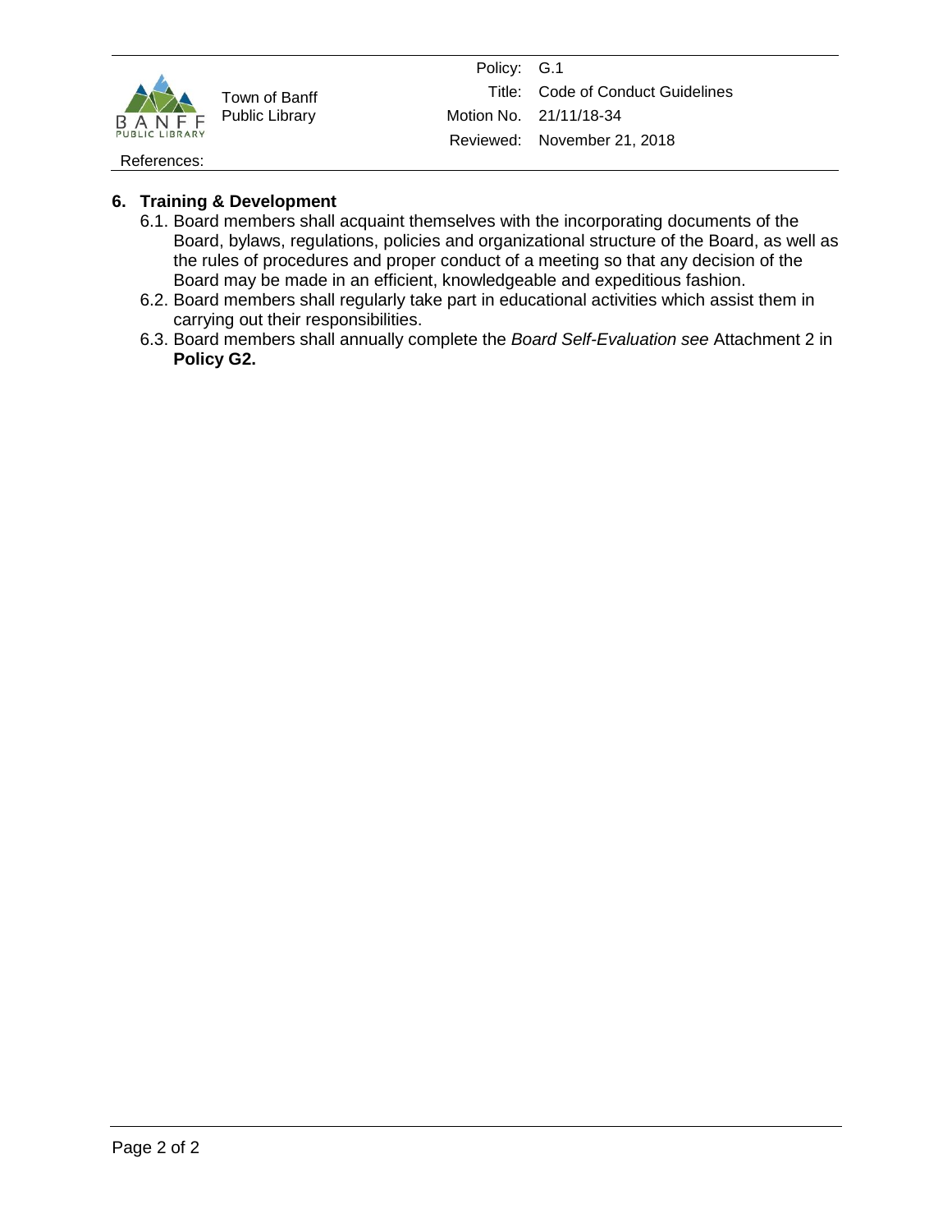## 6. Training & Development

6.1. Board members shall acquaint themselves with the incorporating documents of the Board, bylaws, regulations, policies and organizational structure of the Board, as well as the rules of procedures and proper conduct of a meeting so that any decision of the Board may be made in an efficient, knowledgeable and expeditious fashion.

6.2. Board members shall regularly take part in educational activities which assist them in carrying out their responsibilities.

6.3. Board members shall annually complete the *Board Self-Evaluation see* Attachment 2 in **Policy G2.**